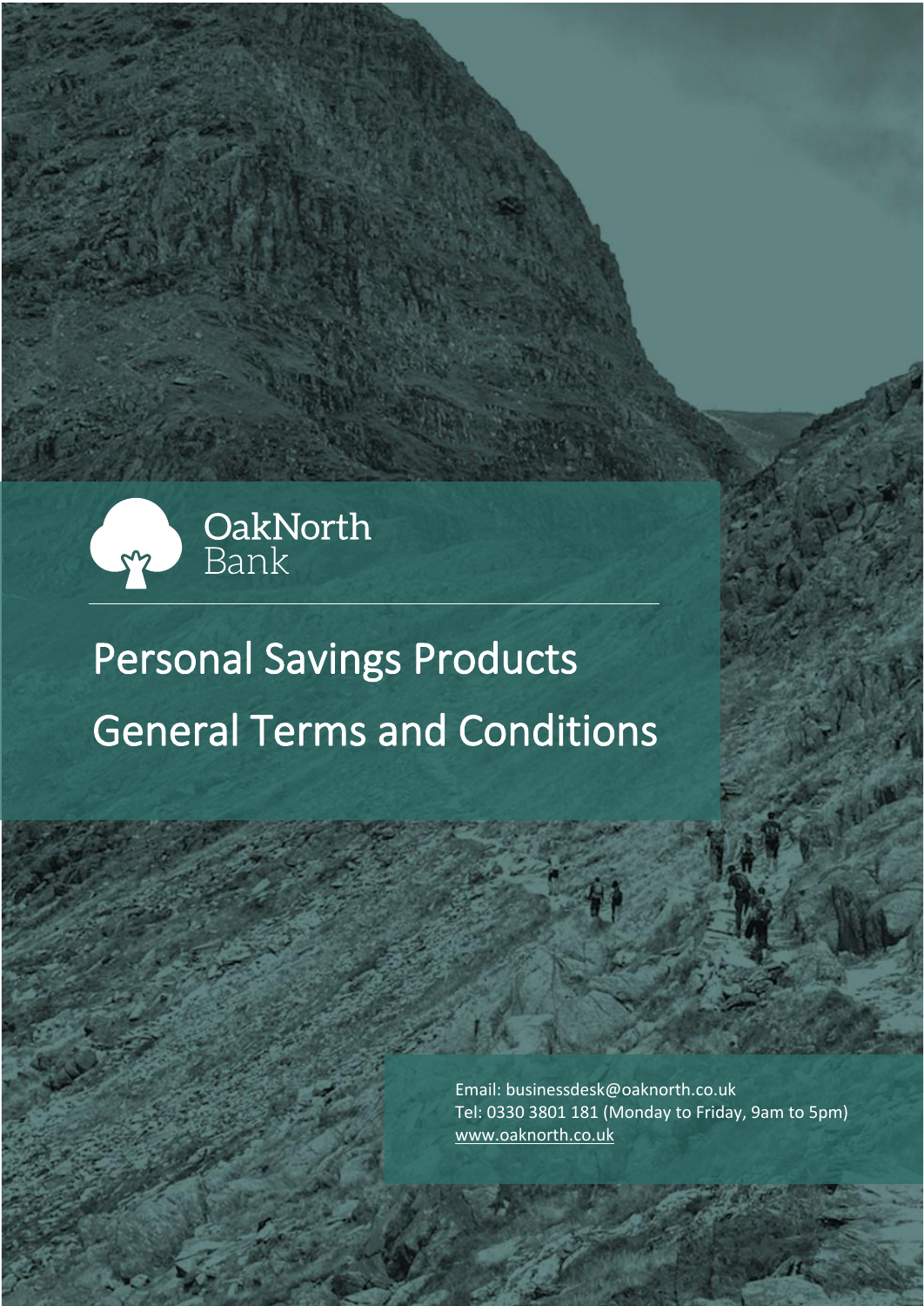OakNorth Bank

# Personal Savings Products

# General Terms and Conditions

Email: businessdesk@oaknorth.co.uk
Tel: 0330 3801 181 (Monday to Friday, 9am to 5pm)
www.oaknorth.co.uk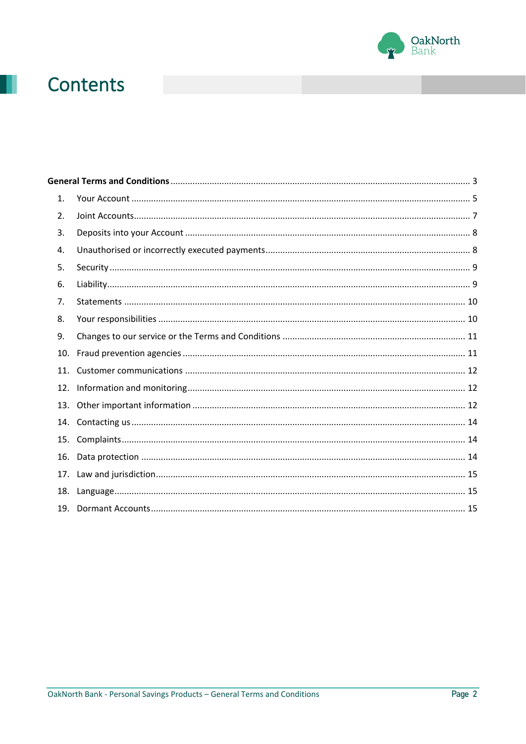# Contents

**General Terms and Conditions** ..... 3

1. Your Account ..... 5
2. Joint Accounts ..... 7
3. Deposits into your Account ..... 8
4. Unauthorised or incorrectly executed payments ..... 8
5. Security ..... 9
6. Liability ..... 9
7. Statements ..... 10
8. Your responsibilities ..... 10
9. Changes to our service or the Terms and Conditions ..... 11
10. Fraud prevention agencies ..... 11
11. Customer communications ..... 12
12. Information and monitoring ..... 12
13. Other important information ..... 12
14. Contacting us ..... 14
15. Complaints ..... 14
16. Data protection ..... 14
17. Law and jurisdiction ..... 15
18. Language ..... 15
19. Dormant Accounts ..... 15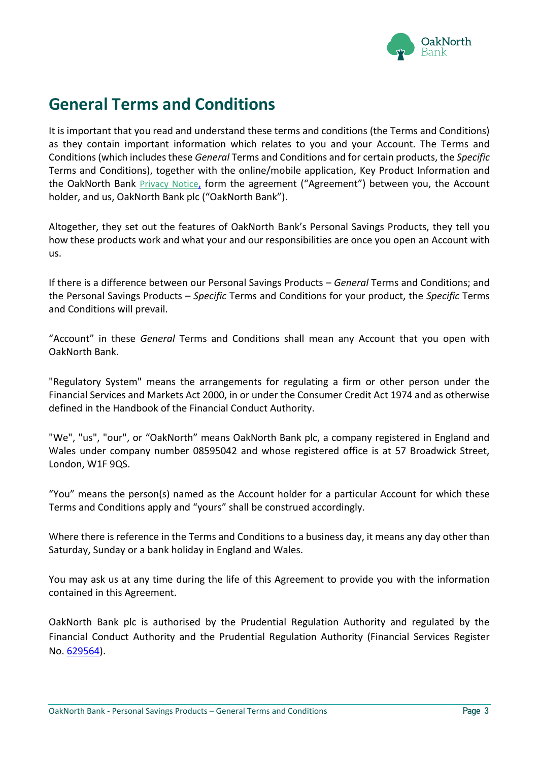# General Terms and Conditions

It is important that you read and understand these terms and conditions (the Terms and Conditions) as they contain important information which relates to you and your Account. The Terms and Conditions (which includes these *General* Terms and Conditions and for certain products, the *Specific* Terms and Conditions), together with the online/mobile application, Key Product Information and the OakNorth Bank Privacy Notice, form the agreement ("Agreement") between you, the Account holder, and us, OakNorth Bank plc ("OakNorth Bank").

Altogether, they set out the features of OakNorth Bank's Personal Savings Products, they tell you how these products work and what your and our responsibilities are once you open an Account with us.

If there is a difference between our Personal Savings Products – *General* Terms and Conditions; and the Personal Savings Products – *Specific* Terms and Conditions for your product, the *Specific* Terms and Conditions will prevail.

"Account" in these *General* Terms and Conditions shall mean any Account that you open with OakNorth Bank.

"Regulatory System" means the arrangements for regulating a firm or other person under the Financial Services and Markets Act 2000, in or under the Consumer Credit Act 1974 and as otherwise defined in the Handbook of the Financial Conduct Authority.

"We", "us", "our", or "OakNorth" means OakNorth Bank plc, a company registered in England and Wales under company number 08595042 and whose registered office is at 57 Broadwick Street, London, W1F 9QS.

"You" means the person(s) named as the Account holder for a particular Account for which these Terms and Conditions apply and "yours" shall be construed accordingly.

Where there is reference in the Terms and Conditions to a business day, it means any day other than Saturday, Sunday or a bank holiday in England and Wales.

You may ask us at any time during the life of this Agreement to provide you with the information contained in this Agreement.

OakNorth Bank plc is authorised by the Prudential Regulation Authority and regulated by the Financial Conduct Authority and the Prudential Regulation Authority (Financial Services Register No. 629564).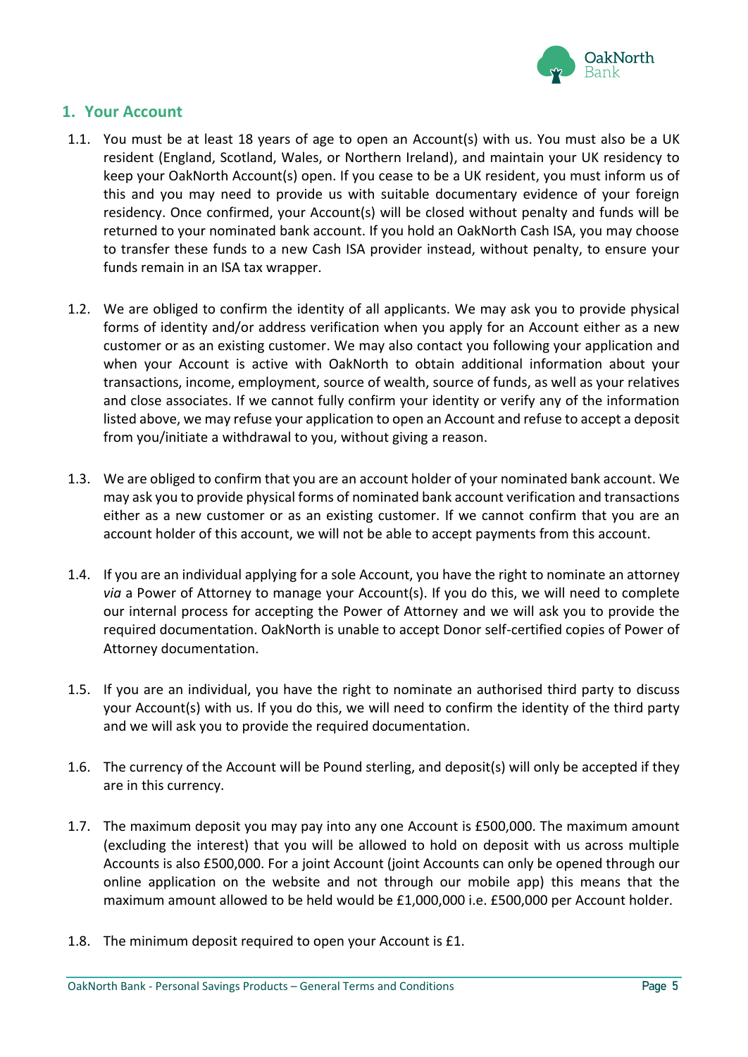## 1. Your Account

1.1. You must be at least 18 years of age to open an Account(s) with us. You must also be a UK resident (England, Scotland, Wales, or Northern Ireland), and maintain your UK residency to keep your OakNorth Account(s) open. If you cease to be a UK resident, you must inform us of this and you may need to provide us with suitable documentary evidence of your foreign residency. Once confirmed, your Account(s) will be closed without penalty and funds will be returned to your nominated bank account. If you hold an OakNorth Cash ISA, you may choose to transfer these funds to a new Cash ISA provider instead, without penalty, to ensure your funds remain in an ISA tax wrapper.

1.2. We are obliged to confirm the identity of all applicants. We may ask you to provide physical forms of identity and/or address verification when you apply for an Account either as a new customer or as an existing customer. We may also contact you following your application and when your Account is active with OakNorth to obtain additional information about your transactions, income, employment, source of wealth, source of funds, as well as your relatives and close associates. If we cannot fully confirm your identity or verify any of the information listed above, we may refuse your application to open an Account and refuse to accept a deposit from you/initiate a withdrawal to you, without giving a reason.

1.3. We are obliged to confirm that you are an account holder of your nominated bank account. We may ask you to provide physical forms of nominated bank account verification and transactions either as a new customer or as an existing customer. If we cannot confirm that you are an account holder of this account, we will not be able to accept payments from this account.

1.4. If you are an individual applying for a sole Account, you have the right to nominate an attorney *via* a Power of Attorney to manage your Account(s). If you do this, we will need to complete our internal process for accepting the Power of Attorney and we will ask you to provide the required documentation. OakNorth is unable to accept Donor self-certified copies of Power of Attorney documentation.

1.5. If you are an individual, you have the right to nominate an authorised third party to discuss your Account(s) with us. If you do this, we will need to confirm the identity of the third party and we will ask you to provide the required documentation.

1.6. The currency of the Account will be Pound sterling, and deposit(s) will only be accepted if they are in this currency.

1.7. The maximum deposit you may pay into any one Account is £500,000. The maximum amount (excluding the interest) that you will be allowed to hold on deposit with us across multiple Accounts is also £500,000. For a joint Account (joint Accounts can only be opened through our online application on the website and not through our mobile app) this means that the maximum amount allowed to be held would be £1,000,000 i.e. £500,000 per Account holder.

1.8. The minimum deposit required to open your Account is £1.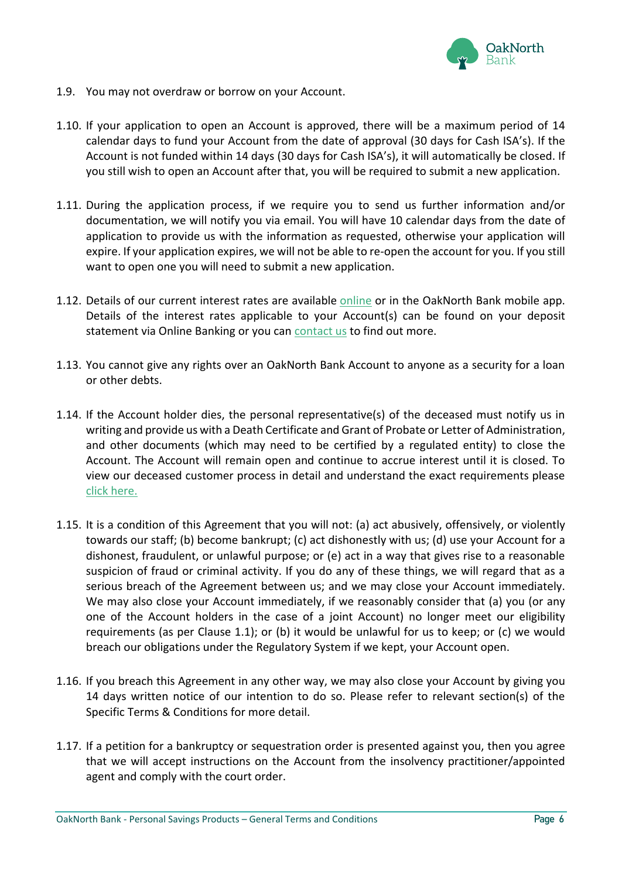1.9. You may not overdraw or borrow on your Account.

1.10. If your application to open an Account is approved, there will be a maximum period of 14 calendar days to fund your Account from the date of approval (30 days for Cash ISA's). If the Account is not funded within 14 days (30 days for Cash ISA's), it will automatically be closed. If you still wish to open an Account after that, you will be required to submit a new application.

1.11. During the application process, if we require you to send us further information and/or documentation, we will notify you via email. You will have 10 calendar days from the date of application to provide us with the information as requested, otherwise your application will expire. If your application expires, we will not be able to re-open the account for you. If you still want to open one you will need to submit a new application.

1.12. Details of our current interest rates are available online or in the OakNorth Bank mobile app. Details of the interest rates applicable to your Account(s) can be found on your deposit statement via Online Banking or you can contact us to find out more.

1.13. You cannot give any rights over an OakNorth Bank Account to anyone as a security for a loan or other debts.

1.14. If the Account holder dies, the personal representative(s) of the deceased must notify us in writing and provide us with a Death Certificate and Grant of Probate or Letter of Administration, and other documents (which may need to be certified by a regulated entity) to close the Account. The Account will remain open and continue to accrue interest until it is closed. To view our deceased customer process in detail and understand the exact requirements please click here.

1.15. It is a condition of this Agreement that you will not: (a) act abusively, offensively, or violently towards our staff; (b) become bankrupt; (c) act dishonestly with us; (d) use your Account for a dishonest, fraudulent, or unlawful purpose; or (e) act in a way that gives rise to a reasonable suspicion of fraud or criminal activity. If you do any of these things, we will regard that as a serious breach of the Agreement between us; and we may close your Account immediately. We may also close your Account immediately, if we reasonably consider that (a) you (or any one of the Account holders in the case of a joint Account) no longer meet our eligibility requirements (as per Clause 1.1); or (b) it would be unlawful for us to keep; or (c) we would breach our obligations under the Regulatory System if we kept, your Account open.

1.16. If you breach this Agreement in any other way, we may also close your Account by giving you 14 days written notice of our intention to do so. Please refer to relevant section(s) of the Specific Terms & Conditions for more detail.

1.17. If a petition for a bankruptcy or sequestration order is presented against you, then you agree that we will accept instructions on the Account from the insolvency practitioner/appointed agent and comply with the court order.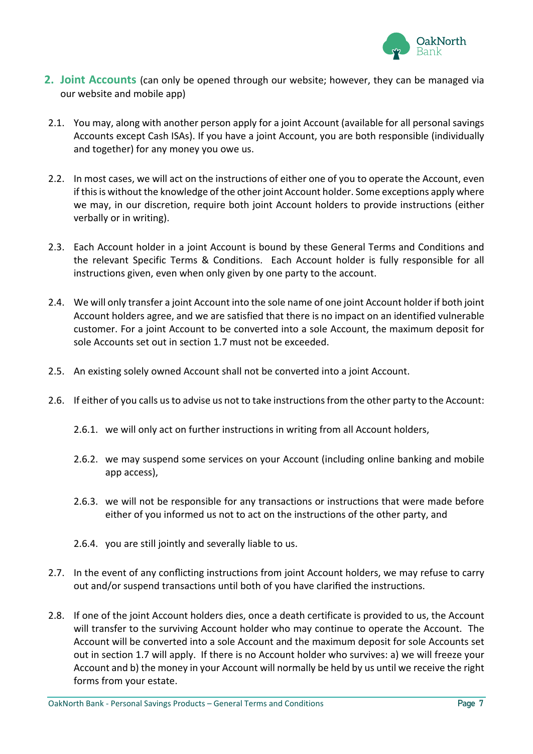## 2. Joint Accounts (can only be opened through our website; however, they can be managed via our website and mobile app)

2.1. You may, along with another person apply for a joint Account (available for all personal savings Accounts except Cash ISAs). If you have a joint Account, you are both responsible (individually and together) for any money you owe us.

2.2. In most cases, we will act on the instructions of either one of you to operate the Account, even if this is without the knowledge of the other joint Account holder. Some exceptions apply where we may, in our discretion, require both joint Account holders to provide instructions (either verbally or in writing).

2.3. Each Account holder in a joint Account is bound by these General Terms and Conditions and the relevant Specific Terms & Conditions. Each Account holder is fully responsible for all instructions given, even when only given by one party to the account.

2.4. We will only transfer a joint Account into the sole name of one joint Account holder if both joint Account holders agree, and we are satisfied that there is no impact on an identified vulnerable customer. For a joint Account to be converted into a sole Account, the maximum deposit for sole Accounts set out in section 1.7 must not be exceeded.

2.5. An existing solely owned Account shall not be converted into a joint Account.

2.6. If either of you calls us to advise us not to take instructions from the other party to the Account:

2.6.1. we will only act on further instructions in writing from all Account holders,

2.6.2. we may suspend some services on your Account (including online banking and mobile app access),

2.6.3. we will not be responsible for any transactions or instructions that were made before either of you informed us not to act on the instructions of the other party, and

2.6.4. you are still jointly and severally liable to us.

2.7. In the event of any conflicting instructions from joint Account holders, we may refuse to carry out and/or suspend transactions until both of you have clarified the instructions.

2.8. If one of the joint Account holders dies, once a death certificate is provided to us, the Account will transfer to the surviving Account holder who may continue to operate the Account. The Account will be converted into a sole Account and the maximum deposit for sole Accounts set out in section 1.7 will apply. If there is no Account holder who survives: a) we will freeze your Account and b) the money in your Account will normally be held by us until we receive the right forms from your estate.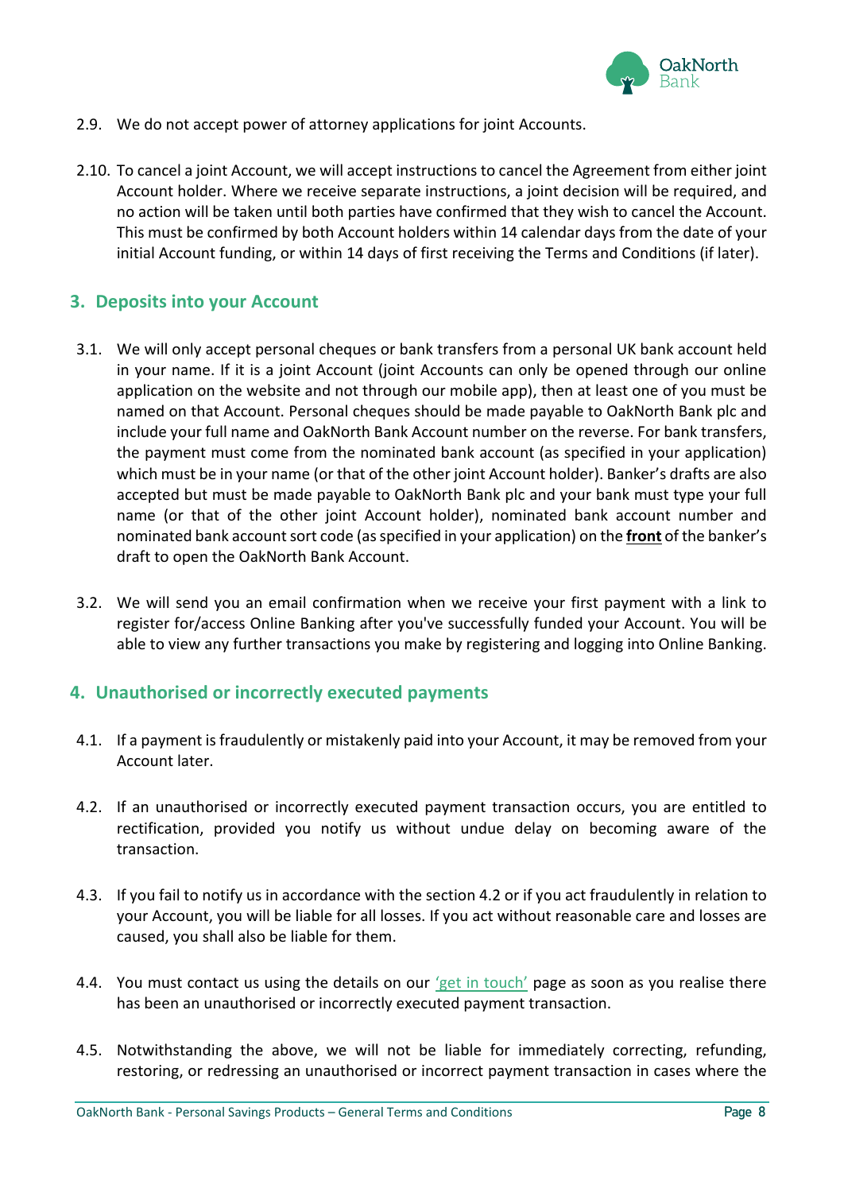2.9. We do not accept power of attorney applications for joint Accounts.

2.10. To cancel a joint Account, we will accept instructions to cancel the Agreement from either joint Account holder. Where we receive separate instructions, a joint decision will be required, and no action will be taken until both parties have confirmed that they wish to cancel the Account. This must be confirmed by both Account holders within 14 calendar days from the date of your initial Account funding, or within 14 days of first receiving the Terms and Conditions (if later).

## 3. Deposits into your Account

3.1. We will only accept personal cheques or bank transfers from a personal UK bank account held in your name. If it is a joint Account (joint Accounts can only be opened through our online application on the website and not through our mobile app), then at least one of you must be named on that Account. Personal cheques should be made payable to OakNorth Bank plc and include your full name and OakNorth Bank Account number on the reverse. For bank transfers, the payment must come from the nominated bank account (as specified in your application) which must be in your name (or that of the other joint Account holder). Banker's drafts are also accepted but must be made payable to OakNorth Bank plc and your bank must type your full name (or that of the other joint Account holder), nominated bank account number and nominated bank account sort code (as specified in your application) on the **front** of the banker's draft to open the OakNorth Bank Account.

3.2. We will send you an email confirmation when we receive your first payment with a link to register for/access Online Banking after you've successfully funded your Account. You will be able to view any further transactions you make by registering and logging into Online Banking.

## 4. Unauthorised or incorrectly executed payments

4.1. If a payment is fraudulently or mistakenly paid into your Account, it may be removed from your Account later.

4.2. If an unauthorised or incorrectly executed payment transaction occurs, you are entitled to rectification, provided you notify us without undue delay on becoming aware of the transaction.

4.3. If you fail to notify us in accordance with the section 4.2 or if you act fraudulently in relation to your Account, you will be liable for all losses. If you act without reasonable care and losses are caused, you shall also be liable for them.

4.4. You must contact us using the details on our 'get in touch' page as soon as you realise there has been an unauthorised or incorrectly executed payment transaction.

4.5. Notwithstanding the above, we will not be liable for immediately correcting, refunding, restoring, or redressing an unauthorised or incorrect payment transaction in cases where the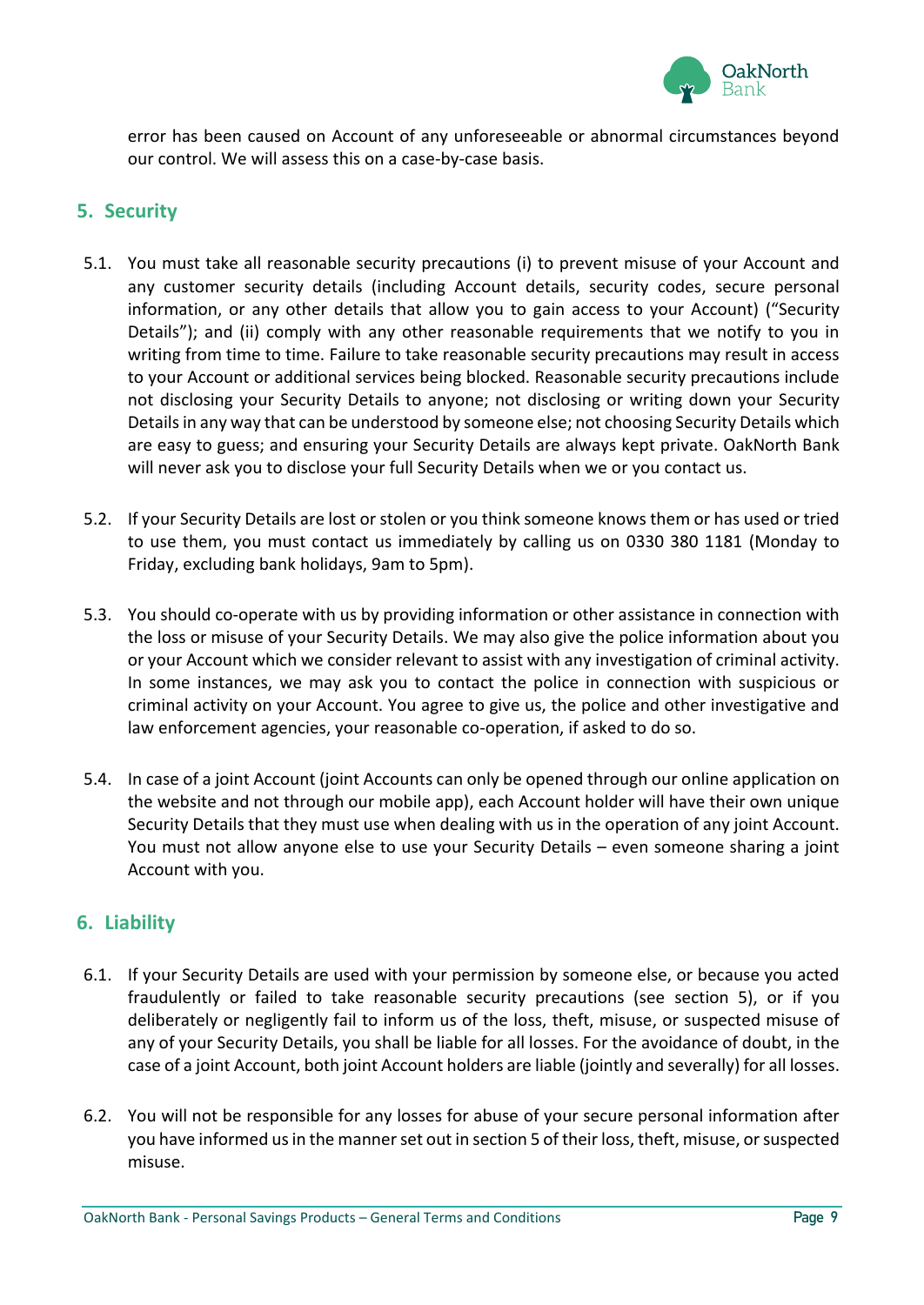error has been caused on Account of any unforeseeable or abnormal circumstances beyond our control. We will assess this on a case-by-case basis.

## 5. Security

5.1. You must take all reasonable security precautions (i) to prevent misuse of your Account and any customer security details (including Account details, security codes, secure personal information, or any other details that allow you to gain access to your Account) ("Security Details"); and (ii) comply with any other reasonable requirements that we notify to you in writing from time to time. Failure to take reasonable security precautions may result in access to your Account or additional services being blocked. Reasonable security precautions include not disclosing your Security Details to anyone; not disclosing or writing down your Security Details in any way that can be understood by someone else; not choosing Security Details which are easy to guess; and ensuring your Security Details are always kept private. OakNorth Bank will never ask you to disclose your full Security Details when we or you contact us.

5.2. If your Security Details are lost or stolen or you think someone knows them or has used or tried to use them, you must contact us immediately by calling us on 0330 380 1181 (Monday to Friday, excluding bank holidays, 9am to 5pm).

5.3. You should co-operate with us by providing information or other assistance in connection with the loss or misuse of your Security Details. We may also give the police information about you or your Account which we consider relevant to assist with any investigation of criminal activity. In some instances, we may ask you to contact the police in connection with suspicious or criminal activity on your Account. You agree to give us, the police and other investigative and law enforcement agencies, your reasonable co-operation, if asked to do so.

5.4. In case of a joint Account (joint Accounts can only be opened through our online application on the website and not through our mobile app), each Account holder will have their own unique Security Details that they must use when dealing with us in the operation of any joint Account. You must not allow anyone else to use your Security Details – even someone sharing a joint Account with you.

## 6. Liability

6.1. If your Security Details are used with your permission by someone else, or because you acted fraudulently or failed to take reasonable security precautions (see section 5), or if you deliberately or negligently fail to inform us of the loss, theft, misuse, or suspected misuse of any of your Security Details, you shall be liable for all losses. For the avoidance of doubt, in the case of a joint Account, both joint Account holders are liable (jointly and severally) for all losses.

6.2. You will not be responsible for any losses for abuse of your secure personal information after you have informed us in the manner set out in section 5 of their loss, theft, misuse, or suspected misuse.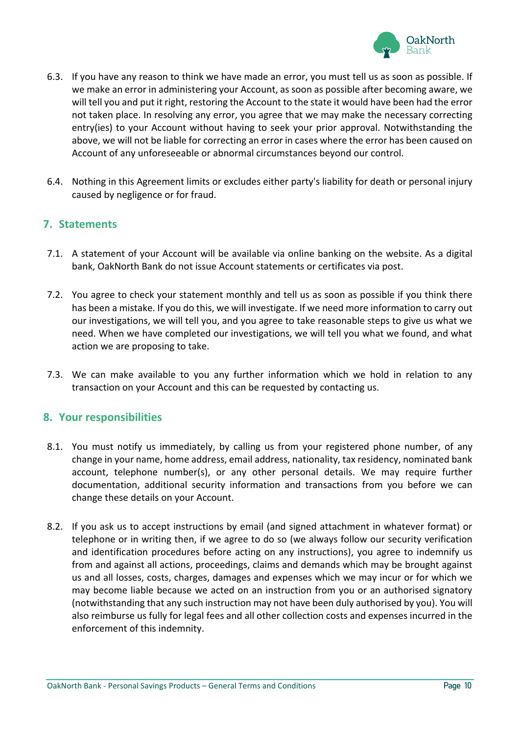6.3. If you have any reason to think we have made an error, you must tell us as soon as possible. If we make an error in administering your Account, as soon as possible after becoming aware, we will tell you and put it right, restoring the Account to the state it would have been had the error not taken place. In resolving any error, you agree that we may make the necessary correcting entry(ies) to your Account without having to seek your prior approval. Notwithstanding the above, we will not be liable for correcting an error in cases where the error has been caused on Account of any unforeseeable or abnormal circumstances beyond our control.

6.4. Nothing in this Agreement limits or excludes either party's liability for death or personal injury caused by negligence or for fraud.

## 7. Statements

7.1. A statement of your Account will be available via online banking on the website. As a digital bank, OakNorth Bank do not issue Account statements or certificates via post.

7.2. You agree to check your statement monthly and tell us as soon as possible if you think there has been a mistake. If you do this, we will investigate. If we need more information to carry out our investigations, we will tell you, and you agree to take reasonable steps to give us what we need. When we have completed our investigations, we will tell you what we found, and what action we are proposing to take.

7.3. We can make available to you any further information which we hold in relation to any transaction on your Account and this can be requested by contacting us.

## 8. Your responsibilities

8.1. You must notify us immediately, by calling us from your registered phone number, of any change in your name, home address, email address, nationality, tax residency, nominated bank account, telephone number(s), or any other personal details. We may require further documentation, additional security information and transactions from you before we can change these details on your Account.

8.2. If you ask us to accept instructions by email (and signed attachment in whatever format) or telephone or in writing then, if we agree to do so (we always follow our security verification and identification procedures before acting on any instructions), you agree to indemnify us from and against all actions, proceedings, claims and demands which may be brought against us and all losses, costs, charges, damages and expenses which we may incur or for which we may become liable because we acted on an instruction from you or an authorised signatory (notwithstanding that any such instruction may not have been duly authorised by you). You will also reimburse us fully for legal fees and all other collection costs and expenses incurred in the enforcement of this indemnity.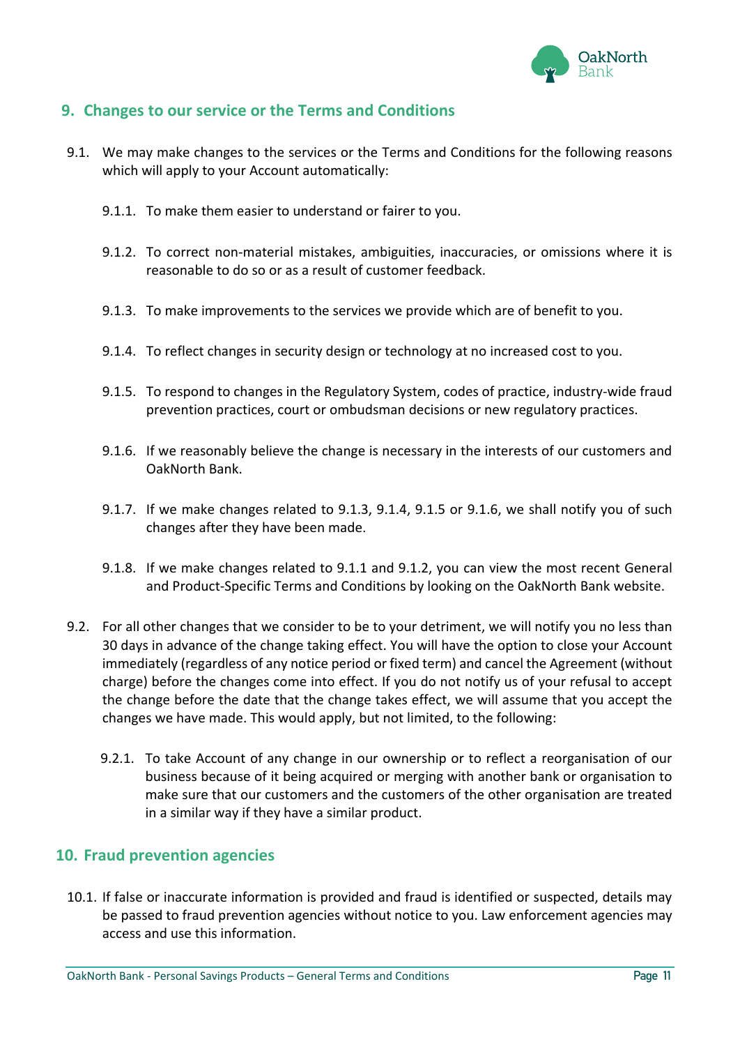## 9. Changes to our service or the Terms and Conditions

9.1. We may make changes to the services or the Terms and Conditions for the following reasons which will apply to your Account automatically:

9.1.1. To make them easier to understand or fairer to you.

9.1.2. To correct non-material mistakes, ambiguities, inaccuracies, or omissions where it is reasonable to do so or as a result of customer feedback.

9.1.3. To make improvements to the services we provide which are of benefit to you.

9.1.4. To reflect changes in security design or technology at no increased cost to you.

9.1.5. To respond to changes in the Regulatory System, codes of practice, industry-wide fraud prevention practices, court or ombudsman decisions or new regulatory practices.

9.1.6. If we reasonably believe the change is necessary in the interests of our customers and OakNorth Bank.

9.1.7. If we make changes related to 9.1.3, 9.1.4, 9.1.5 or 9.1.6, we shall notify you of such changes after they have been made.

9.1.8. If we make changes related to 9.1.1 and 9.1.2, you can view the most recent General and Product-Specific Terms and Conditions by looking on the OakNorth Bank website.

9.2. For all other changes that we consider to be to your detriment, we will notify you no less than 30 days in advance of the change taking effect. You will have the option to close your Account immediately (regardless of any notice period or fixed term) and cancel the Agreement (without charge) before the changes come into effect. If you do not notify us of your refusal to accept the change before the date that the change takes effect, we will assume that you accept the changes we have made. This would apply, but not limited, to the following:

9.2.1. To take Account of any change in our ownership or to reflect a reorganisation of our business because of it being acquired or merging with another bank or organisation to make sure that our customers and the customers of the other organisation are treated in a similar way if they have a similar product.

## 10. Fraud prevention agencies

10.1. If false or inaccurate information is provided and fraud is identified or suspected, details may be passed to fraud prevention agencies without notice to you. Law enforcement agencies may access and use this information.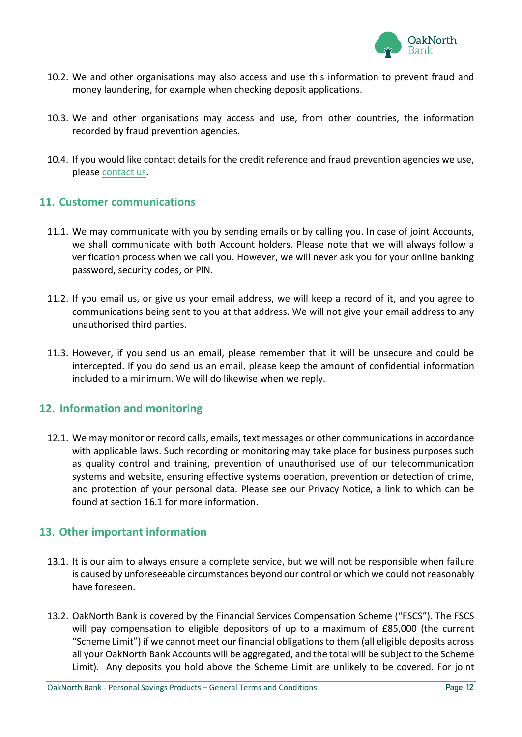10.2. We and other organisations may also access and use this information to prevent fraud and money laundering, for example when checking deposit applications.

10.3. We and other organisations may access and use, from other countries, the information recorded by fraud prevention agencies.

10.4. If you would like contact details for the credit reference and fraud prevention agencies we use, please contact us.

## 11. Customer communications

11.1. We may communicate with you by sending emails or by calling you. In case of joint Accounts, we shall communicate with both Account holders. Please note that we will always follow a verification process when we call you. However, we will never ask you for your online banking password, security codes, or PIN.

11.2. If you email us, or give us your email address, we will keep a record of it, and you agree to communications being sent to you at that address. We will not give your email address to any unauthorised third parties.

11.3. However, if you send us an email, please remember that it will be unsecure and could be intercepted. If you do send us an email, please keep the amount of confidential information included to a minimum. We will do likewise when we reply.

## 12. Information and monitoring

12.1. We may monitor or record calls, emails, text messages or other communications in accordance with applicable laws. Such recording or monitoring may take place for business purposes such as quality control and training, prevention of unauthorised use of our telecommunication systems and website, ensuring effective systems operation, prevention or detection of crime, and protection of your personal data. Please see our Privacy Notice, a link to which can be found at section 16.1 for more information.

## 13. Other important information

13.1. It is our aim to always ensure a complete service, but we will not be responsible when failure is caused by unforeseeable circumstances beyond our control or which we could not reasonably have foreseen.

13.2. OakNorth Bank is covered by the Financial Services Compensation Scheme ("FSCS"). The FSCS will pay compensation to eligible depositors of up to a maximum of £85,000 (the current "Scheme Limit") if we cannot meet our financial obligations to them (all eligible deposits across all your OakNorth Bank Accounts will be aggregated, and the total will be subject to the Scheme Limit). Any deposits you hold above the Scheme Limit are unlikely to be covered. For joint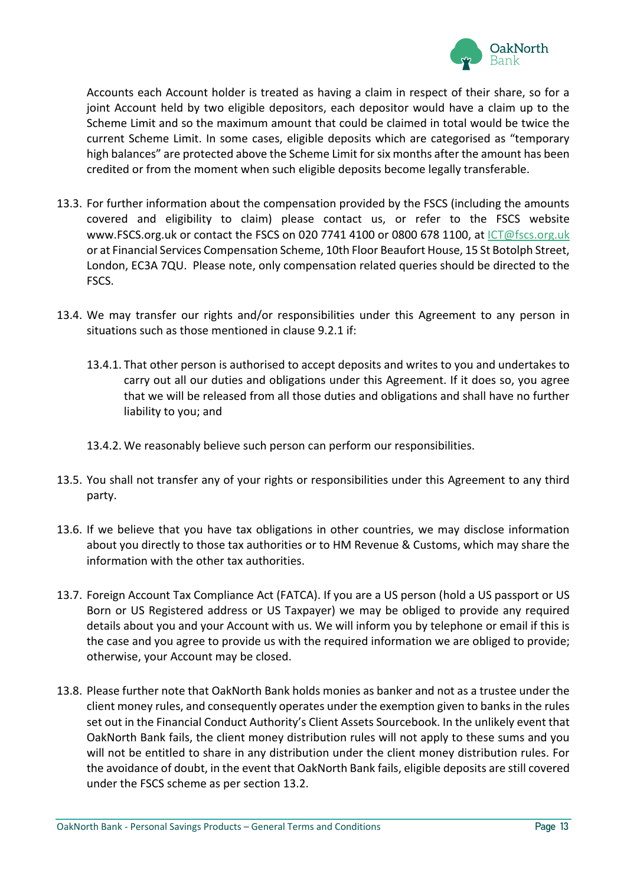Accounts each Account holder is treated as having a claim in respect of their share, so for a joint Account held by two eligible depositors, each depositor would have a claim up to the Scheme Limit and so the maximum amount that could be claimed in total would be twice the current Scheme Limit. In some cases, eligible deposits which are categorised as "temporary high balances" are protected above the Scheme Limit for six months after the amount has been credited or from the moment when such eligible deposits become legally transferable.

13.3. For further information about the compensation provided by the FSCS (including the amounts covered and eligibility to claim) please contact us, or refer to the FSCS website www.FSCS.org.uk or contact the FSCS on 020 7741 4100 or 0800 678 1100, at ICT@fscs.org.uk or at Financial Services Compensation Scheme, 10th Floor Beaufort House, 15 St Botolph Street, London, EC3A 7QU. Please note, only compensation related queries should be directed to the FSCS.

13.4. We may transfer our rights and/or responsibilities under this Agreement to any person in situations such as those mentioned in clause 9.2.1 if:

13.4.1. That other person is authorised to accept deposits and writes to you and undertakes to carry out all our duties and obligations under this Agreement. If it does so, you agree that we will be released from all those duties and obligations and shall have no further liability to you; and

13.4.2. We reasonably believe such person can perform our responsibilities.

13.5. You shall not transfer any of your rights or responsibilities under this Agreement to any third party.

13.6. If we believe that you have tax obligations in other countries, we may disclose information about you directly to those tax authorities or to HM Revenue & Customs, which may share the information with the other tax authorities.

13.7. Foreign Account Tax Compliance Act (FATCA). If you are a US person (hold a US passport or US Born or US Registered address or US Taxpayer) we may be obliged to provide any required details about you and your Account with us. We will inform you by telephone or email if this is the case and you agree to provide us with the required information we are obliged to provide; otherwise, your Account may be closed.

13.8. Please further note that OakNorth Bank holds monies as banker and not as a trustee under the client money rules, and consequently operates under the exemption given to banks in the rules set out in the Financial Conduct Authority's Client Assets Sourcebook. In the unlikely event that OakNorth Bank fails, the client money distribution rules will not apply to these sums and you will not be entitled to share in any distribution under the client money distribution rules. For the avoidance of doubt, in the event that OakNorth Bank fails, eligible deposits are still covered under the FSCS scheme as per section 13.2.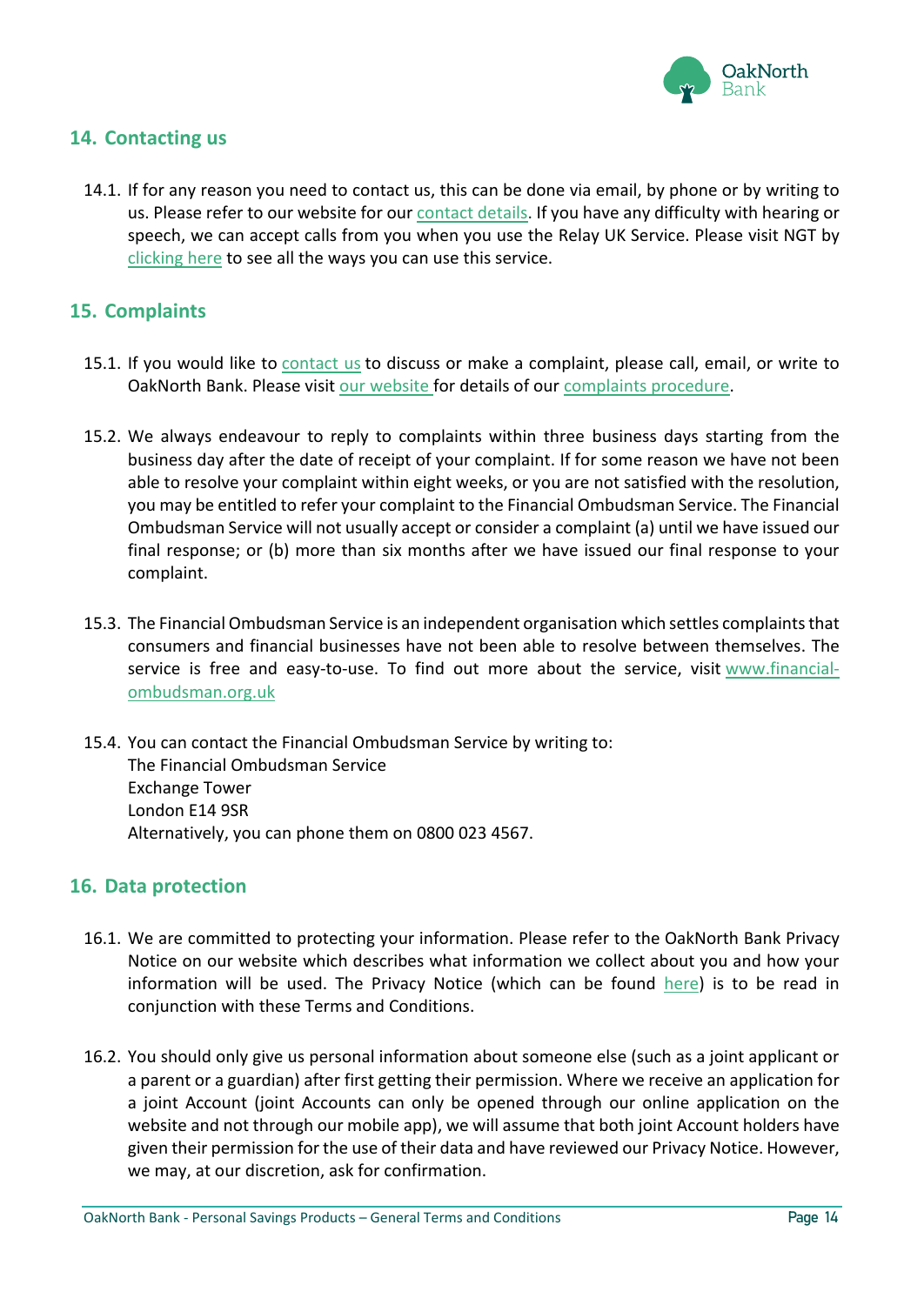## 14. Contacting us

14.1. If for any reason you need to contact us, this can be done via email, by phone or by writing to us. Please refer to our website for our contact details. If you have any difficulty with hearing or speech, we can accept calls from you when you use the Relay UK Service. Please visit NGT by clicking here to see all the ways you can use this service.

## 15. Complaints

15.1. If you would like to contact us to discuss or make a complaint, please call, email, or write to OakNorth Bank. Please visit our website for details of our complaints procedure.

15.2. We always endeavour to reply to complaints within three business days starting from the business day after the date of receipt of your complaint. If for some reason we have not been able to resolve your complaint within eight weeks, or you are not satisfied with the resolution, you may be entitled to refer your complaint to the Financial Ombudsman Service. The Financial Ombudsman Service will not usually accept or consider a complaint (a) until we have issued our final response; or (b) more than six months after we have issued our final response to your complaint.

15.3. The Financial Ombudsman Service is an independent organisation which settles complaints that consumers and financial businesses have not been able to resolve between themselves. The service is free and easy-to-use. To find out more about the service, visit www.financial-ombudsman.org.uk

15.4. You can contact the Financial Ombudsman Service by writing to:
The Financial Ombudsman Service
Exchange Tower
London E14 9SR
Alternatively, you can phone them on 0800 023 4567.

## 16. Data protection

16.1. We are committed to protecting your information. Please refer to the OakNorth Bank Privacy Notice on our website which describes what information we collect about you and how your information will be used. The Privacy Notice (which can be found here) is to be read in conjunction with these Terms and Conditions.

16.2. You should only give us personal information about someone else (such as a joint applicant or a parent or a guardian) after first getting their permission. Where we receive an application for a joint Account (joint Accounts can only be opened through our online application on the website and not through our mobile app), we will assume that both joint Account holders have given their permission for the use of their data and have reviewed our Privacy Notice. However, we may, at our discretion, ask for confirmation.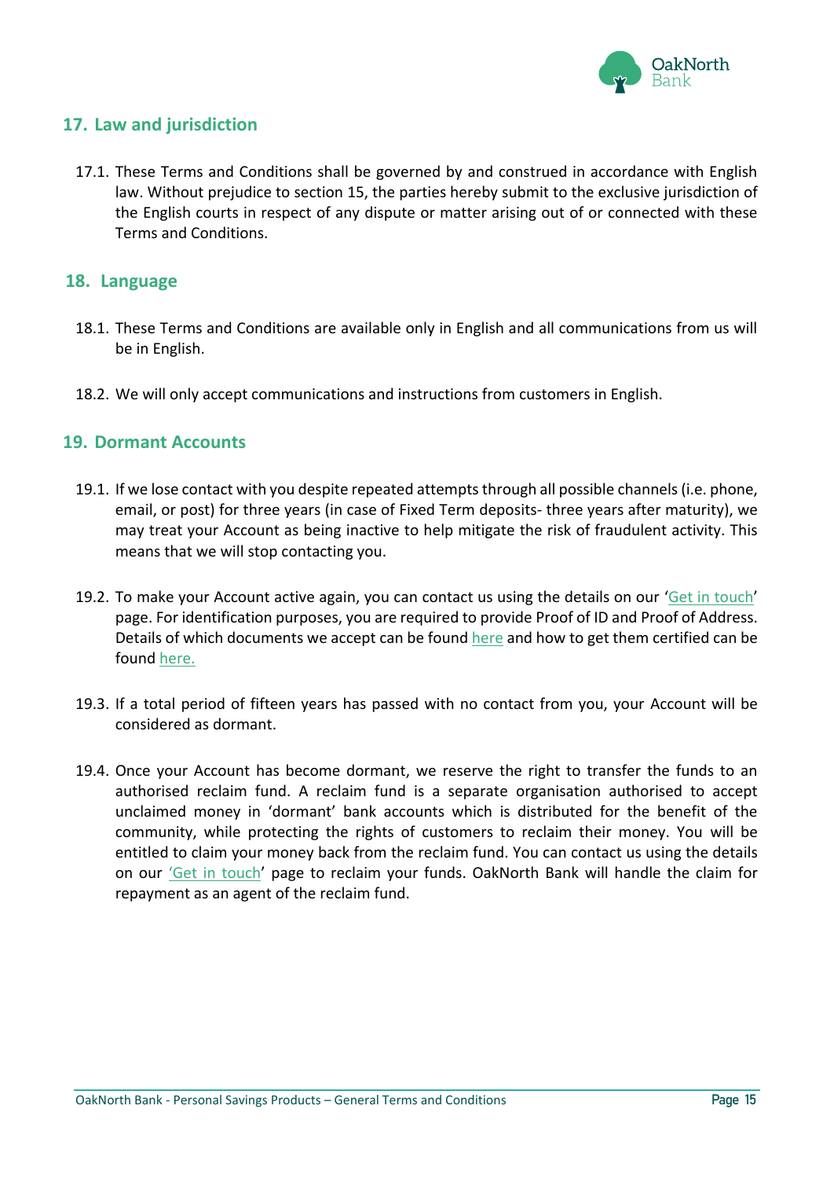## 17. Law and jurisdiction

17.1. These Terms and Conditions shall be governed by and construed in accordance with English law. Without prejudice to section 15, the parties hereby submit to the exclusive jurisdiction of the English courts in respect of any dispute or matter arising out of or connected with these Terms and Conditions.

## 18. Language

18.1. These Terms and Conditions are available only in English and all communications from us will be in English.

18.2. We will only accept communications and instructions from customers in English.

## 19. Dormant Accounts

19.1. If we lose contact with you despite repeated attempts through all possible channels (i.e. phone, email, or post) for three years (in case of Fixed Term deposits- three years after maturity), we may treat your Account as being inactive to help mitigate the risk of fraudulent activity. This means that we will stop contacting you.

19.2. To make your Account active again, you can contact us using the details on our 'Get in touch' page. For identification purposes, you are required to provide Proof of ID and Proof of Address. Details of which documents we accept can be found here and how to get them certified can be found here.

19.3. If a total period of fifteen years has passed with no contact from you, your Account will be considered as dormant.

19.4. Once your Account has become dormant, we reserve the right to transfer the funds to an authorised reclaim fund. A reclaim fund is a separate organisation authorised to accept unclaimed money in 'dormant' bank accounts which is distributed for the benefit of the community, while protecting the rights of customers to reclaim their money. You will be entitled to claim your money back from the reclaim fund. You can contact us using the details on our 'Get in touch' page to reclaim your funds. OakNorth Bank will handle the claim for repayment as an agent of the reclaim fund.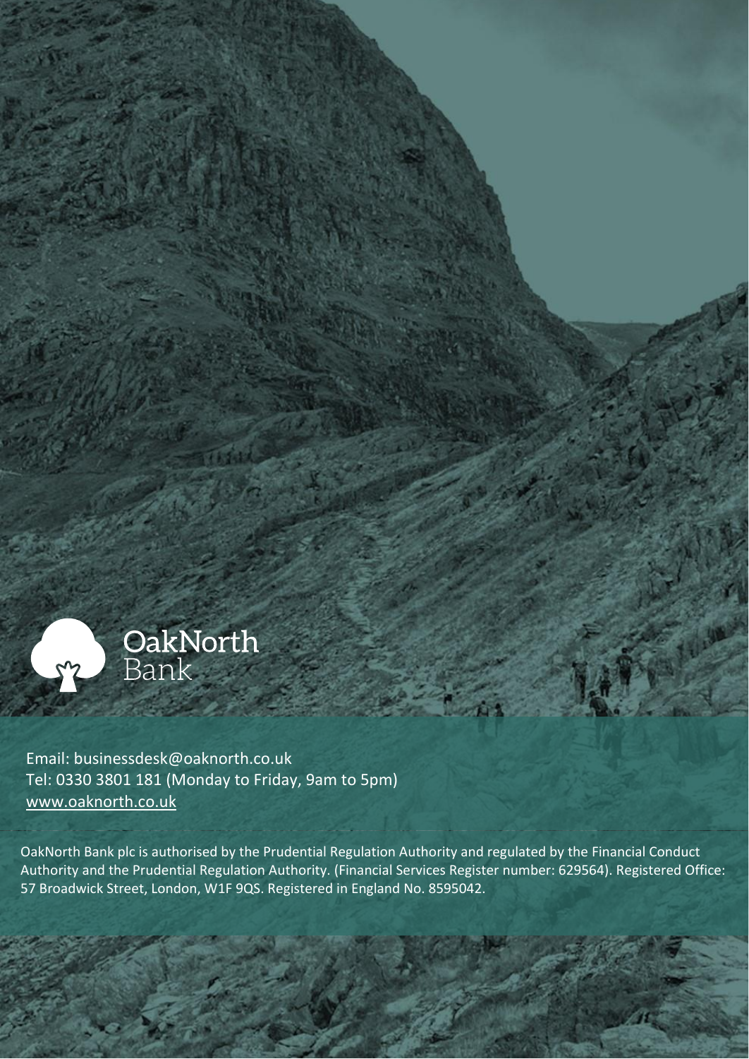OakNorth
Bank

Email: businessdesk@oaknorth.co.uk
Tel: 0330 3801 181 (Monday to Friday, 9am to 5pm)
www.oaknorth.co.uk

OakNorth Bank plc is authorised by the Prudential Regulation Authority and regulated by the Financial Conduct Authority and the Prudential Regulation Authority. (Financial Services Register number: 629564). Registered Office: 57 Broadwick Street, London, W1F 9QS. Registered in England No. 8595042.